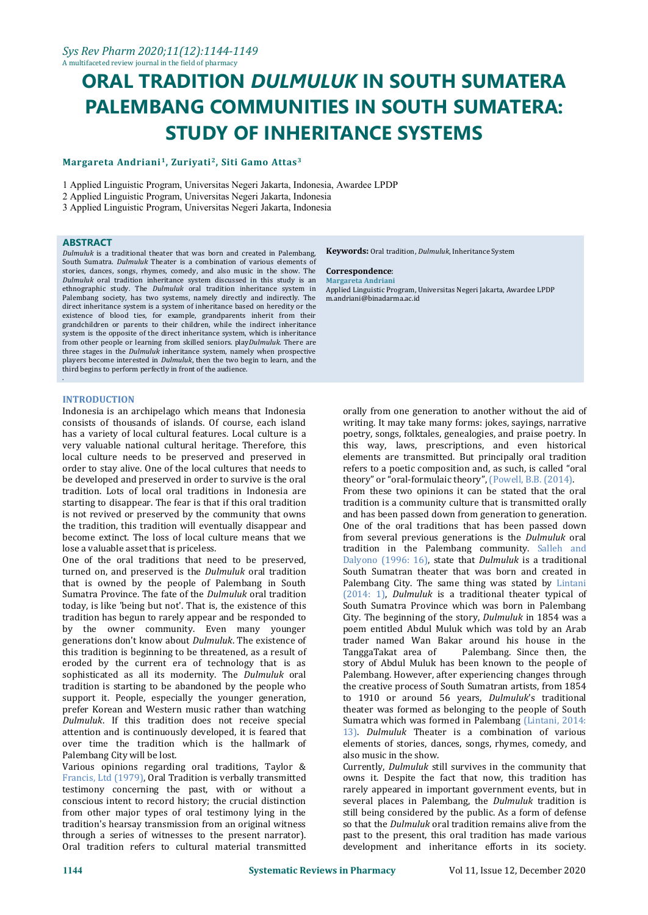# ORAL TRADITION *DULMULUK* IN SOUTH SUMATERA PALEMBANG COMMUNITIES IN SOUTH SUMATERA: STUDY OF INHERITANCE SYSTEMS

**Margareta Andriani[1], Zuriyati[2], Siti Gamo Attas[3]**

1 Applied Linguistic Program, Universitas Negeri Jakarta, Indonesia, Awardee LPDP
2 Applied Linguistic Program, Universitas Negeri Jakarta, Indonesia
3 Applied Linguistic Program, Universitas Negeri Jakarta, Indonesia

## ABSTRACT

*Dulmuluk* is a traditional theater that was born and created in Palembang, South Sumatra. *Dulmuluk* Theater is a combination of various elements of stories, dances, songs, rhymes, comedy, and also music in the show. The *Dulmuluk* oral tradition inheritance system discussed in this study is an ethnographic study. The *Dulmuluk* oral tradition inheritance system in Palembang society, has two systems, namely directly and indirectly. The direct inheritance system is a system of inheritance based on heredity or the existence of blood ties, for example, grandparents inherit from their grandchildren or parents to their children, while the indirect inheritance system is the opposite of the direct inheritance system, which is inheritance from other people or learning from skilled seniors. play*Dulmuluk*. There are three stages in the *Dulmuluk* inheritance system, namely when prospective players become interested in *Dulmuluk*, then the two begin to learn, and the third begins to perform perfectly in front of the audience.

**Keywords:** Oral tradition, *Dulmuluk*, Inheritance System

**Correspondence**:
**Margareta Andriani**
Applied Linguistic Program, Universitas Negeri Jakarta, Awardee LPDP
m.andriani@binadarma.ac.id

## INTRODUCTION

Indonesia is an archipelago which means that Indonesia consists of thousands of islands. Of course, each island has a variety of local cultural features. Local culture is a very valuable national cultural heritage. Therefore, this local culture needs to be preserved and preserved in order to stay alive. One of the local cultures that needs to be developed and preserved in order to survive is the oral tradition. Lots of local oral traditions in Indonesia are starting to disappear. The fear is that if this oral tradition is not revived or preserved by the community that owns the tradition, this tradition will eventually disappear and become extinct. The loss of local culture means that we lose a valuable asset that is priceless.

One of the oral traditions that need to be preserved, turned on, and preserved is the *Dulmuluk* oral tradition that is owned by the people of Palembang in South Sumatra Province. The fate of the *Dulmuluk* oral tradition today, is like 'being but not'. That is, the existence of this tradition has begun to rarely appear and be responded to by the owner community. Even many younger generations don't know about *Dulmuluk*. The existence of this tradition is beginning to be threatened, as a result of eroded by the current era of technology that is as sophisticated as all its modernity. The *Dulmuluk* oral tradition is starting to be abandoned by the people who support it. People, especially the younger generation, prefer Korean and Western music rather than watching *Dulmuluk*. If this tradition does not receive special attention and is continuously developed, it is feared that over time the tradition which is the hallmark of Palembang City will be lost.

Various opinions regarding oral traditions, Taylor & Francis, Ltd (1979), Oral Tradition is verbally transmitted testimony concerning the past, with or without a conscious intent to record history; the crucial distinction from other major types of oral testimony lying in the tradition's hearsay transmission from an original witness through a series of witnesses to the present narrator). Oral tradition refers to cultural material transmitted orally from one generation to another without the aid of writing. It may take many forms: jokes, sayings, narrative poetry, songs, folktales, genealogies, and praise poetry. In this way, laws, prescriptions, and even historical elements are transmitted. But principally oral tradition refers to a poetic composition and, as such, is called "oral theory" or "oral-formulaic theory", (Powell, B.B. (2014).

From these two opinions it can be stated that the oral tradition is a community culture that is transmitted orally and has been passed down from generation to generation. One of the oral traditions that has been passed down from several previous generations is the *Dulmuluk* oral tradition in the Palembang community. Salleh and Dalyono (1996: 16), state that *Dulmuluk* is a traditional South Sumatran theater that was born and created in Palembang City. The same thing was stated by Lintani (2014: 1), *Dulmuluk* is a traditional theater typical of South Sumatra Province which was born in Palembang City. The beginning of the story, *Dulmuluk* in 1854 was a poem entitled Abdul Muluk which was told by an Arab trader named Wan Bakar around his house in the TanggaTakat area of Palembang. Since then, the story of Abdul Muluk has been known to the people of Palembang. However, after experiencing changes through the creative process of South Sumatran artists, from 1854 to 1910 or around 56 years, *Dulmuluk*'s traditional theater was formed as belonging to the people of South Sumatra which was formed in Palembang (Lintani, 2014: 13). *Dulmuluk* Theater is a combination of various elements of stories, dances, songs, rhymes, comedy, and also music in the show.

Currently, *Dulmuluk* still survives in the community that owns it. Despite the fact that now, this tradition has rarely appeared in important government events, but in several places in Palembang, the *Dulmuluk* tradition is still being considered by the public. As a form of defense so that the *Dulmuluk* oral tradition remains alive from the past to the present, this oral tradition has made various development and inheritance efforts in its society.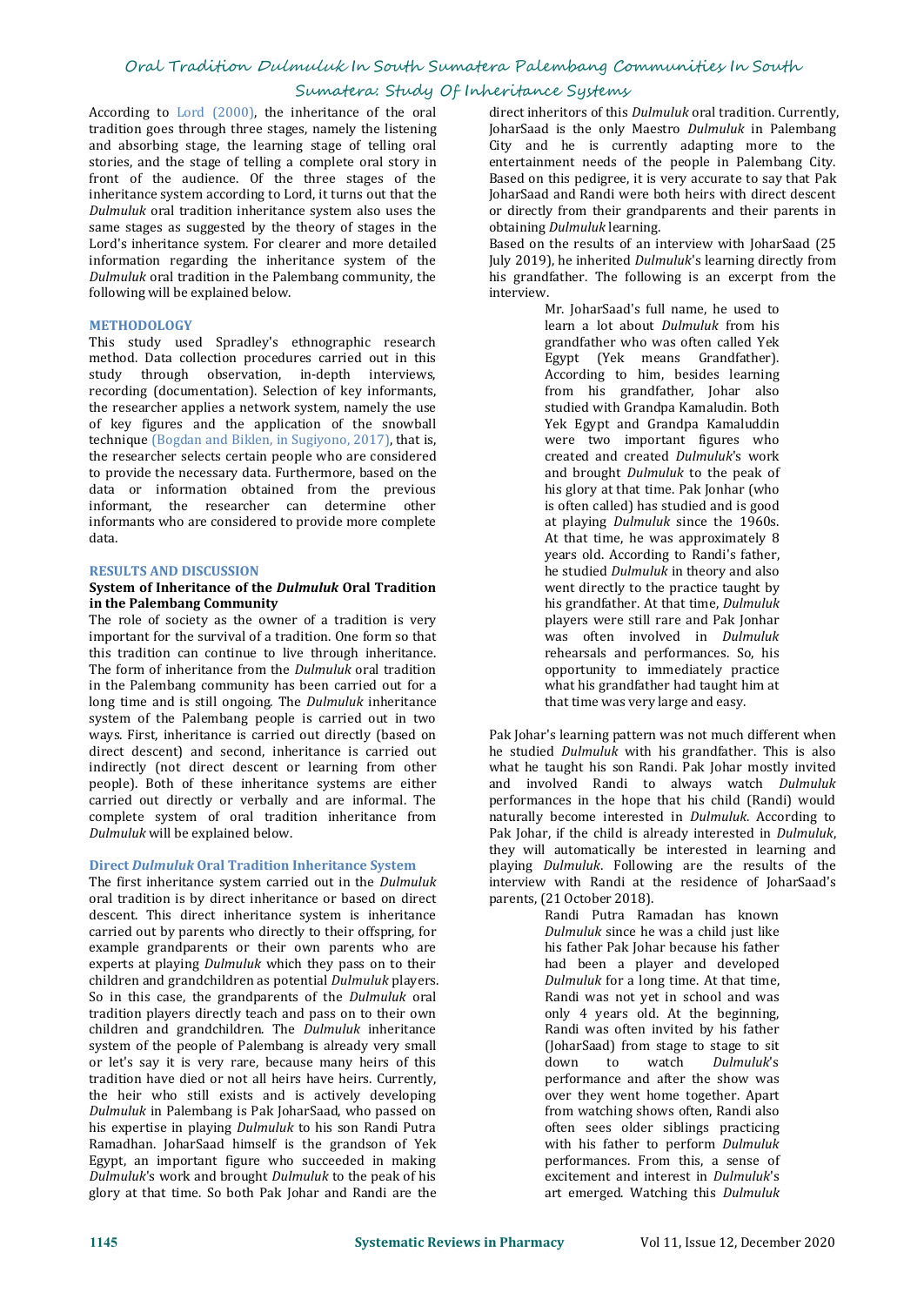According to Lord (2000), the inheritance of the oral tradition goes through three stages, namely the listening and absorbing stage, the learning stage of telling oral stories, and the stage of telling a complete oral story in front of the audience. Of the three stages of the inheritance system according to Lord, it turns out that the *Dulmuluk* oral tradition inheritance system also uses the same stages as suggested by the theory of stages in the Lord's inheritance system. For clearer and more detailed information regarding the inheritance system of the *Dulmuluk* oral tradition in the Palembang community, the following will be explained below.

## METHODOLOGY

This study used Spradley's ethnographic research method. Data collection procedures carried out in this study through observation, in-depth interviews, recording (documentation). Selection of key informants, the researcher applies a network system, namely the use of key figures and the application of the snowball technique (Bogdan and Biklen, in Sugiyono, 2017), that is, the researcher selects certain people who are considered to provide the necessary data. Furthermore, based on the data or information obtained from the previous informant, the researcher can determine other informants who are considered to provide more complete data.

## RESULTS AND DISCUSSION

### System of Inheritance of the *Dulmuluk* Oral Tradition in the Palembang Community

The role of society as the owner of a tradition is very important for the survival of a tradition. One form so that this tradition can continue to live through inheritance. The form of inheritance from the *Dulmuluk* oral tradition in the Palembang community has been carried out for a long time and is still ongoing. The *Dulmuluk* inheritance system of the Palembang people is carried out in two ways. First, inheritance is carried out directly (based on direct descent) and second, inheritance is carried out indirectly (not direct descent or learning from other people). Both of these inheritance systems are either carried out directly or verbally and are informal. The complete system of oral tradition inheritance from *Dulmuluk* will be explained below.

### Direct *Dulmuluk* Oral Tradition Inheritance System

The first inheritance system carried out in the *Dulmuluk* oral tradition is by direct inheritance or based on direct descent. This direct inheritance system is inheritance carried out by parents who directly to their offspring, for example grandparents or their own parents who are experts at playing *Dulmuluk* which they pass on to their children and grandchildren as potential *Dulmuluk* players. So in this case, the grandparents of the *Dulmuluk* oral tradition players directly teach and pass on to their own children and grandchildren. The *Dulmuluk* inheritance system of the people of Palembang is already very small or let's say it is very rare, because many heirs of this tradition have died or not all heirs have heirs. Currently, the heir who still exists and is actively developing *Dulmuluk* in Palembang is Pak JoharSaad, who passed on his expertise in playing *Dulmuluk* to his son Randi Putra Ramadhan. JoharSaad himself is the grandson of Yek Egypt, an important figure who succeeded in making *Dulmuluk*'s work and brought *Dulmuluk* to the peak of his glory at that time. So both Pak Johar and Randi are the direct inheritors of this *Dulmuluk* oral tradition. Currently, JoharSaad is the only Maestro *Dulmuluk* in Palembang City and he is currently adapting more to the entertainment needs of the people in Palembang City. Based on this pedigree, it is very accurate to say that Pak JoharSaad and Randi were both heirs with direct descent or directly from their grandparents and their parents in obtaining *Dulmuluk* learning.

Based on the results of an interview with JoharSaad (25 July 2019), he inherited *Dulmuluk*'s learning directly from his grandfather. The following is an excerpt from the interview.

> Mr. JoharSaad's full name, he used to learn a lot about *Dulmuluk* from his grandfather who was often called Yek Egypt (Yek means Grandfather). According to him, besides learning from his grandfather, Johar also studied with Grandpa Kamaludin. Both Yek Egypt and Grandpa Kamaluddin were two important figures who created and created *Dulmuluk*'s work and brought *Dulmuluk* to the peak of his glory at that time. Pak Jonhar (who is often called) has studied and is good at playing *Dulmuluk* since the 1960s. At that time, he was approximately 8 years old. According to Randi's father, he studied *Dulmuluk* in theory and also went directly to the practice taught by his grandfather. At that time, *Dulmuluk* players were still rare and Pak Jonhar was often involved in *Dulmuluk* rehearsals and performances. So, his opportunity to immediately practice what his grandfather had taught him at that time was very large and easy.

Pak Johar's learning pattern was not much different when he studied *Dulmuluk* with his grandfather. This is also what he taught his son Randi. Pak Johar mostly invited and involved Randi to always watch *Dulmuluk* performances in the hope that his child (Randi) would naturally become interested in *Dulmuluk*. According to Pak Johar, if the child is already interested in *Dulmuluk*, they will automatically be interested in learning and playing *Dulmuluk*. Following are the results of the interview with Randi at the residence of JoharSaad's parents, (21 October 2018).

> Randi Putra Ramadan has known *Dulmuluk* since he was a child just like his father Pak Johar because his father had been a player and developed *Dulmuluk* for a long time. At that time, Randi was not yet in school and was only 4 years old. At the beginning, Randi was often invited by his father (JoharSaad) from stage to stage to sit down to watch *Dulmuluk*'s performance and after the show was over they went home together. Apart from watching shows often, Randi also often sees older siblings practicing with his father to perform *Dulmuluk* performances. From this, a sense of excitement and interest in *Dulmuluk*'s art emerged. Watching this *Dulmuluk*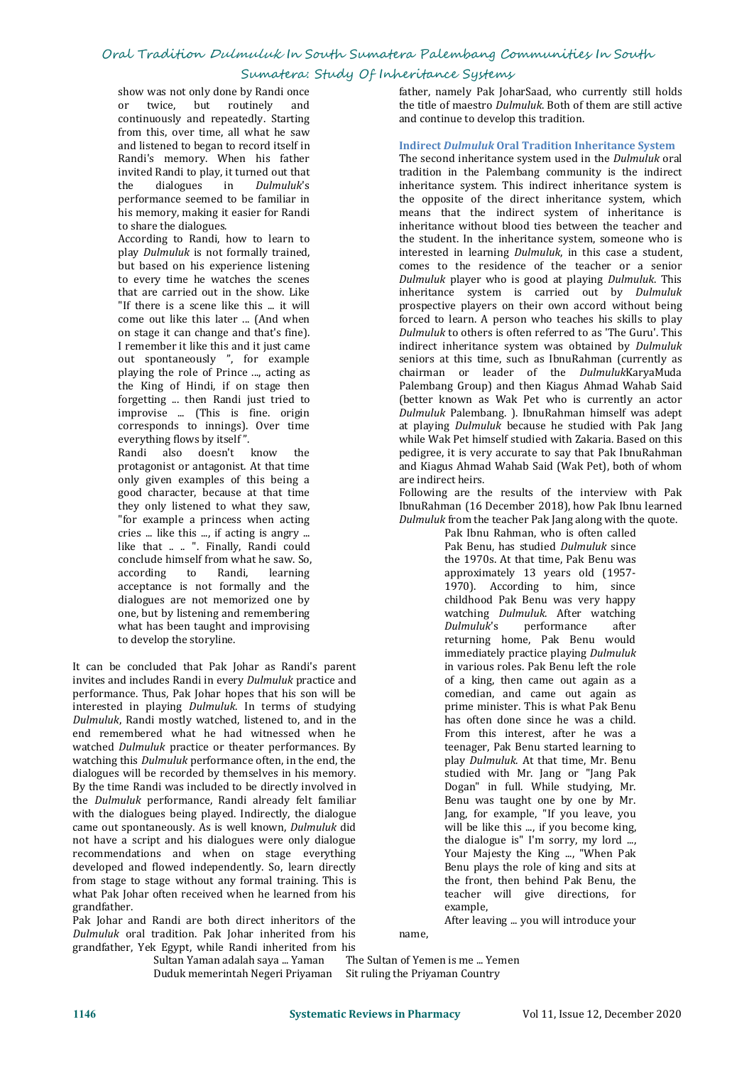show was not only done by Randi once or twice, but routinely and continuously and repeatedly. Starting from this, over time, all what he saw and listened to began to record itself in Randi's memory. When his father invited Randi to play, it turned out that the dialogues in *Dulmuluk*'s performance seemed to be familiar in his memory, making it easier for Randi to share the dialogues.

According to Randi, how to learn to play *Dulmuluk* is not formally trained, but based on his experience listening to every time he watches the scenes that are carried out in the show. Like "If there is a scene like this ... it will come out like this later ... (And when on stage it can change and that's fine). I remember it like this and it just came out spontaneously ", for example playing the role of Prince ..., acting as the King of Hindi, if on stage then forgetting ... then Randi just tried to improvise ... (This is fine. origin corresponds to innings). Over time everything flows by itself ".

Randi also doesn't know the protagonist or antagonist. At that time only given examples of this being a good character, because at that time they only listened to what they saw, "for example a princess when acting cries ... like this ..., if acting is angry ... like that .. .. ". Finally, Randi could conclude himself from what he saw. So, according to Randi, learning acceptance is not formally and the dialogues are not memorized one by one, but by listening and remembering what has been taught and improvising to develop the storyline.

It can be concluded that Pak Johar as Randi's parent invites and includes Randi in every *Dulmuluk* practice and performance. Thus, Pak Johar hopes that his son will be interested in playing *Dulmuluk*. In terms of studying *Dulmuluk*, Randi mostly watched, listened to, and in the end remembered what he had witnessed when he watched *Dulmuluk* practice or theater performances. By watching this *Dulmuluk* performance often, in the end, the dialogues will be recorded by themselves in his memory. By the time Randi was included to be directly involved in the *Dulmuluk* performance, Randi already felt familiar with the dialogues being played. Indirectly, the dialogue came out spontaneously. As is well known, *Dulmuluk* did not have a script and his dialogues were only dialogue recommendations and when on stage everything developed and flowed independently. So, learn directly from stage to stage without any formal training. This is what Pak Johar often received when he learned from his grandfather.

Pak Johar and Randi are both direct inheritors of the *Dulmuluk* oral tradition. Pak Johar inherited from his grandfather, Yek Egypt, while Randi inherited from his father, namely Pak JoharSaad, who currently still holds the title of maestro *Dulmuluk*. Both of them are still active and continue to develop this tradition.

## Indirect *Dulmuluk* Oral Tradition Inheritance System

The second inheritance system used in the *Dulmuluk* oral tradition in the Palembang community is the indirect inheritance system. This indirect inheritance system is the opposite of the direct inheritance system, which means that the indirect system of inheritance is inheritance without blood ties between the teacher and the student. In the inheritance system, someone who is interested in learning *Dulmuluk*, in this case a student, comes to the residence of the teacher or a senior *Dulmuluk* player who is good at playing *Dulmuluk*. This inheritance system is carried out by *Dulmuluk* prospective players on their own accord without being forced to learn. A person who teaches his skills to play *Dulmuluk* to others is often referred to as 'The Guru'. This indirect inheritance system was obtained by *Dulmuluk* seniors at this time, such as IbnuRahman (currently as chairman or leader of the *Dulmuluk*KaryaMuda Palembang Group) and then Kiagus Ahmad Wahab Said (better known as Wak Pet who is currently an actor *Dulmuluk* Palembang. ). IbnuRahman himself was adept at playing *Dulmuluk* because he studied with Pak Jang while Wak Pet himself studied with Zakaria. Based on this pedigree, it is very accurate to say that Pak IbnuRahman and Kiagus Ahmad Wahab Said (Wak Pet), both of whom are indirect heirs.

Following are the results of the interview with Pak IbnuRahman (16 December 2018), how Pak Ibnu learned *Dulmuluk* from the teacher Pak Jang along with the quote.

> Pak Ibnu Rahman, who is often called Pak Benu, has studied *Dulmuluk* since the 1970s. At that time, Pak Benu was approximately 13 years old (1957-1970). According to him, since childhood Pak Benu was very happy watching *Dulmuluk*. After watching *Dulmuluk*'s performance after returning home, Pak Benu would immediately practice playing *Dulmuluk* in various roles. Pak Benu left the role of a king, then came out again as a comedian, and came out again as prime minister. This is what Pak Benu has often done since he was a child. From this interest, after he was a teenager, Pak Benu started learning to play *Dulmuluk*. At that time, Mr. Benu studied with Mr. Jang or "Jang Pak Dogan" in full. While studying, Mr. Benu was taught one by one by Mr. Jang, for example, "If you leave, you will be like this ..., if you become king, the dialogue is" I'm sorry, my lord ..., Your Majesty the King ..., "When Pak Benu plays the role of king and sits at the front, then behind Pak Benu, the teacher will give directions, for example,
>
> After leaving ... you will introduce your name,

| | |
|---|---|
| Sultan Yaman adalah saya ... Yaman | The Sultan of Yemen is me ... Yemen |
| Duduk memerintah Negeri Priyaman | Sit ruling the Priyaman Country |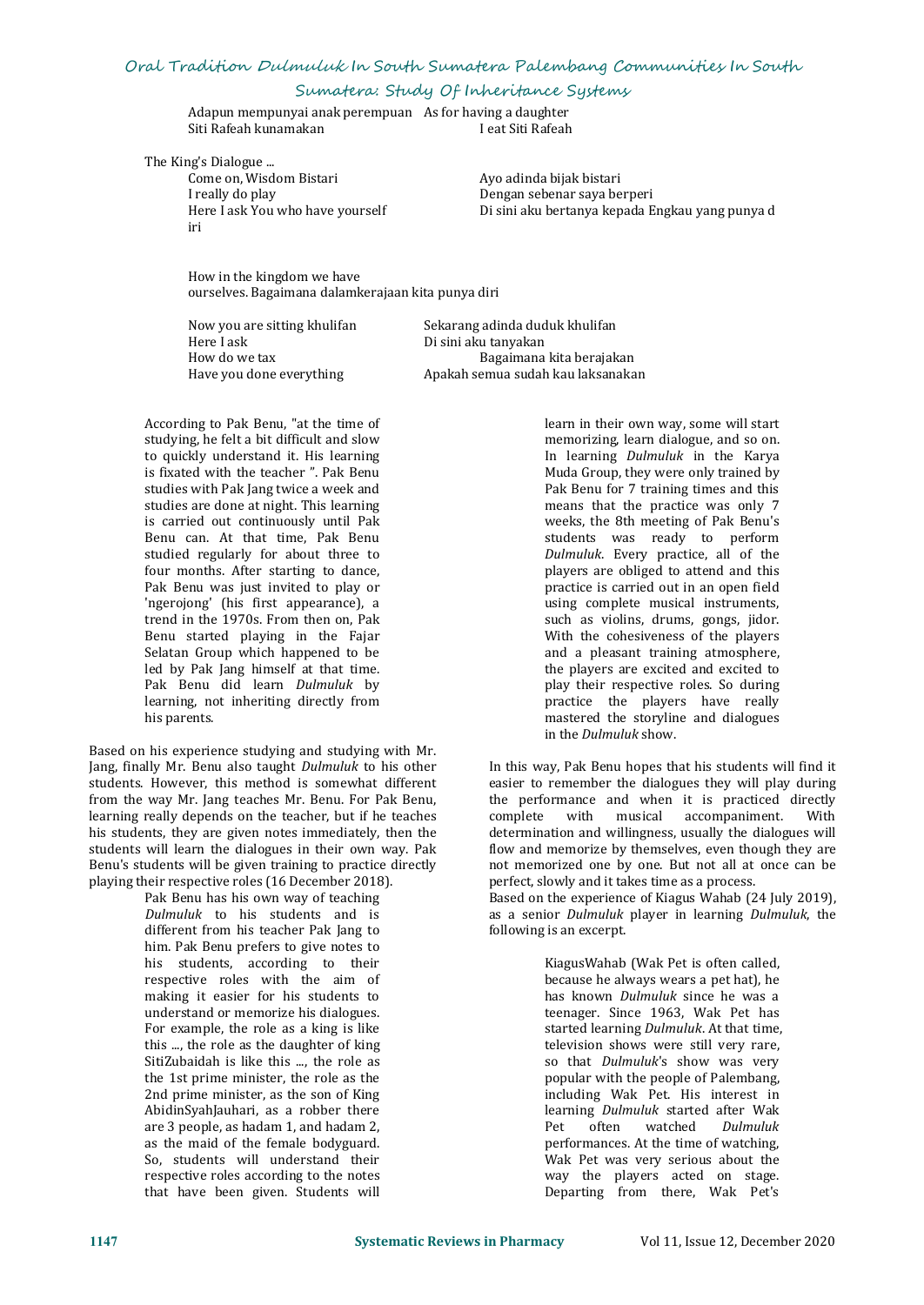Adapun mempunyai anak perempuan   As for having a daughter
Siti Rafeah kunamakan   I eat Siti Rafeah

The King's Dialogue ...

| | |
|---|---|
| Come on, Wisdom Bistari | Ayo adinda bijak bistari |
| I really do play | Dengan sebenar saya berperi |
| Here I ask You who have yourself iri | Di sini aku bertanya kepada Engkau yang punya d |

How in the kingdom we have ourselves. Bagaimana dalamkerajaan kita punya diri

| | |
|---|---|
| Now you are sitting khulifan | Sekarang adinda duduk khulifan |
| Here I ask | Di sini aku tanyakan |
| How do we tax | Bagaimana kita berajakan |
| Have you done everything | Apakah semua sudah kau laksanakan |

According to Pak Benu, "at the time of studying, he felt a bit difficult and slow to quickly understand it. His learning is fixated with the teacher ". Pak Benu studies with Pak Jang twice a week and studies are done at night. This learning is carried out continuously until Pak Benu can. At that time, Pak Benu studied regularly for about three to four months. After starting to dance, Pak Benu was just invited to play or 'ngerojong' (his first appearance), a trend in the 1970s. From then on, Pak Benu started playing in the Fajar Selatan Group which happened to be led by Pak Jang himself at that time. Pak Benu did learn *Dulmuluk* by learning, not inheriting directly from his parents.

Based on his experience studying and studying with Mr. Jang, finally Mr. Benu also taught *Dulmuluk* to his other students. However, this method is somewhat different from the way Mr. Jang teaches Mr. Benu. For Pak Benu, learning really depends on the teacher, but if he teaches his students, they are given notes immediately, then the students will learn the dialogues in their own way. Pak Benu's students will be given training to practice directly playing their respective roles (16 December 2018).

Pak Benu has his own way of teaching *Dulmuluk* to his students and is different from his teacher Pak Jang to him. Pak Benu prefers to give notes to his students, according to their respective roles with the aim of making it easier for his students to understand or memorize his dialogues. For example, the role as a king is like this ..., the role as the daughter of king SitiZubaidah is like this ..., the role as the 1st prime minister, the role as the 2nd prime minister, as the son of King AbidinSyahJauhari, as a robber there are 3 people, as hadam 1, and hadam 2, as the maid of the female bodyguard. So, students will understand their respective roles according to the notes that have been given. Students will learn in their own way, some will start memorizing, learn dialogue, and so on. In learning *Dulmuluk* in the Karya Muda Group, they were only trained by Pak Benu for 7 training times and this means that the practice was only 7 weeks, the 8th meeting of Pak Benu's students was ready to perform *Dulmuluk*. Every practice, all of the players are obliged to attend and this practice is carried out in an open field using complete musical instruments, such as violins, drums, gongs, jidor. With the cohesiveness of the players and a pleasant training atmosphere, the players are excited and excited to play their respective roles. So during practice the players have really mastered the storyline and dialogues in the *Dulmuluk* show.

In this way, Pak Benu hopes that his students will find it easier to remember the dialogues they will play during the performance and when it is practiced directly complete with musical accompaniment. With determination and willingness, usually the dialogues will flow and memorize by themselves, even though they are not memorized one by one. But not all at once can be perfect, slowly and it takes time as a process.

Based on the experience of Kiagus Wahab (24 July 2019), as a senior *Dulmuluk* player in learning *Dulmuluk*, the following is an excerpt.

KiagusWahab (Wak Pet is often called, because he always wears a pet hat), he has known *Dulmuluk* since he was a teenager. Since 1963, Wak Pet has started learning *Dulmuluk*. At that time, television shows were still very rare, so that *Dulmuluk*'s show was very popular with the people of Palembang, including Wak Pet. His interest in learning *Dulmuluk* started after Wak Pet often watched *Dulmuluk* performances. At the time of watching, Wak Pet was very serious about the way the players acted on stage. Departing from there, Wak Pet's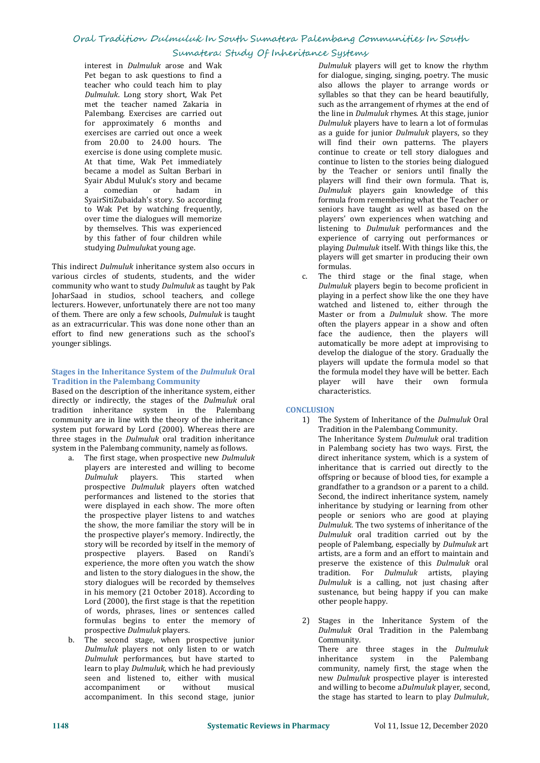interest in *Dulmuluk* arose and Wak Pet began to ask questions to find a teacher who could teach him to play *Dulmuluk*. Long story short, Wak Pet met the teacher named Zakaria in Palembang. Exercises are carried out for approximately 6 months and exercises are carried out once a week from 20.00 to 24.00 hours. The exercise is done using complete music. At that time, Wak Pet immediately became a model as Sultan Berbari in Syair Abdul Muluk's story and became a comedian or hadam in SyairSitiZubaidah's story. So according to Wak Pet by watching frequently, over time the dialogues will memorize by themselves. This was experienced by this father of four children while studying *Dulmuluk*at young age.

This indirect *Dulmuluk* inheritance system also occurs in various circles of students, students, and the wider community who want to study *Dulmuluk* as taught by Pak JoharSaad in studios, school teachers, and college lecturers. However, unfortunately there are not too many of them. There are only a few schools, *Dulmuluk* is taught as an extracurricular. This was done none other than an effort to find new generations such as the school's younger siblings.

### Stages in the Inheritance System of the *Dulmuluk* Oral Tradition in the Palembang Community

Based on the description of the inheritance system, either directly or indirectly, the stages of the *Dulmuluk* oral tradition inheritance system in the Palembang community are in line with the theory of the inheritance system put forward by Lord (2000). Whereas there are three stages in the *Dulmuluk* oral tradition inheritance system in the Palembang community, namely as follows.

a. The first stage, when prospective new *Dulmuluk* players are interested and willing to become *Dulmuluk* players. This started when prospective *Dulmuluk* players often watched performances and listened to the stories that were displayed in each show. The more often the prospective player listens to and watches the show, the more familiar the story will be in the prospective player's memory. Indirectly, the story will be recorded by itself in the memory of prospective players. Based on Randi's experience, the more often you watch the show and listen to the story dialogues in the show, the story dialogues will be recorded by themselves in his memory (21 October 2018). According to Lord (2000), the first stage is that the repetition of words, phrases, lines or sentences called formulas begins to enter the memory of prospective *Dulmuluk* players.

b. The second stage, when prospective junior *Dulmuluk* players not only listen to or watch *Dulmuluk* performances, but have started to learn to play *Dulmuluk*, which he had previously seen and listened to, either with musical accompaniment or without musical accompaniment. In this second stage, junior *Dulmuluk* players will get to know the rhythm for dialogue, singing, singing, poetry. The music also allows the player to arrange words or syllables so that they can be heard beautifully, such as the arrangement of rhymes at the end of the line in *Dulmuluk* rhymes. At this stage, junior *Dulmuluk* players have to learn a lot of formulas as a guide for junior *Dulmuluk* players, so they will find their own patterns. The players continue to create or tell story dialogues and continue to listen to the stories being dialogued by the Teacher or seniors until finally the players will find their own formula. That is, *Dulmuluk* players gain knowledge of this formula from remembering what the Teacher or seniors have taught as well as based on the players' own experiences when watching and listening to *Dulmuluk* performances and the experience of carrying out performances or playing *Dulmuluk* itself. With things like this, the players will get smarter in producing their own formulas.

c. The third stage or the final stage, when *Dulmuluk* players begin to become proficient in playing in a perfect show like the one they have watched and listened to, either through the Master or from a *Dulmuluk* show. The more often the players appear in a show and often face the audience, then the players will automatically be more adept at improvising to develop the dialogue of the story. Gradually the players will update the formula model so that the formula model they have will be better. Each player will have their own formula characteristics.

## CONCLUSION

1) The System of Inheritance of the *Dulmuluk* Oral Tradition in the Palembang Community.
   The Inheritance System *Dulmuluk* oral tradition in Palembang society has two ways. First, the direct inheritance system, which is a system of inheritance that is carried out directly to the offspring or because of blood ties, for example a grandfather to a grandson or a parent to a child. Second, the indirect inheritance system, namely inheritance by studying or learning from other people or seniors who are good at playing *Dulmuluk*. The two systems of inheritance of the *Dulmuluk* oral tradition carried out by the people of Palembang, especially by *Dulmuluk* art artists, are a form and an effort to maintain and preserve the existence of this *Dulmuluk* oral tradition. For *Dulmuluk* artists, playing *Dulmuluk* is a calling, not just chasing after sustenance, but being happy if you can make other people happy.

2) Stages in the Inheritance System of the *Dulmuluk* Oral Tradition in the Palembang Community.
   There are three stages in the *Dulmuluk* inheritance system in the Palembang community, namely first, the stage when the new *Dulmuluk* prospective player is interested and willing to become a*Dulmuluk* player, second, the stage has started to learn to play *Dulmuluk*,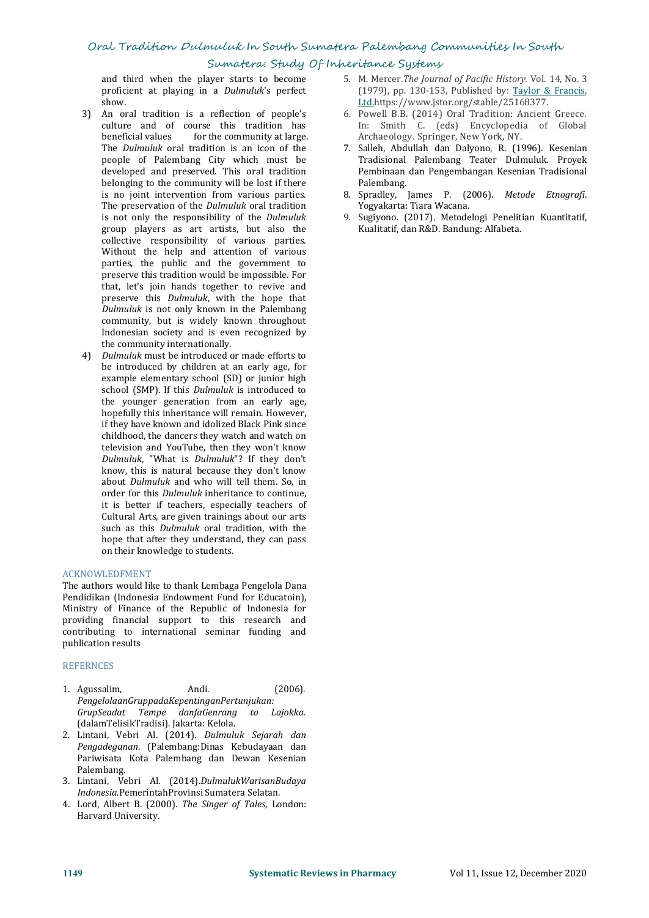and third when the player starts to become proficient at playing in a *Dulmuluk*'s perfect show.

3) An oral tradition is a reflection of people's culture and of course this tradition has beneficial values for the community at large. The *Dulmuluk* oral tradition is an icon of the people of Palembang City which must be developed and preserved. This oral tradition belonging to the community will be lost if there is no joint intervention from various parties. The preservation of the *Dulmuluk* oral tradition is not only the responsibility of the *Dulmuluk* group players as art artists, but also the collective responsibility of various parties. Without the help and attention of various parties, the public and the government to preserve this tradition would be impossible. For that, let's join hands together to revive and preserve this *Dulmuluk*, with the hope that *Dulmuluk* is not only known in the Palembang community, but is widely known throughout Indonesian society and is even recognized by the community internationally.
4) *Dulmuluk* must be introduced or made efforts to be introduced by children at an early age, for example elementary school (SD) or junior high school (SMP). If this *Dulmuluk* is introduced to the younger generation from an early age, hopefully this inheritance will remain. However, if they have known and idolized Black Pink since childhood, the dancers they watch and watch on television and YouTube, then they won't know *Dulmuluk*, "What is *Dulmuluk*"? If they don't know, this is natural because they don't know about *Dulmuluk* and who will tell them. So, in order for this *Dulmuluk* inheritance to continue, it is better if teachers, especially teachers of Cultural Arts, are given trainings about our arts such as this *Dulmuluk* oral tradition, with the hope that after they understand, they can pass on their knowledge to students.

## ACKNOWLEDFMENT

The authors would like to thank Lembaga Pengelola Dana Pendidikan (Indonesia Endowment Fund for Educatoin), Ministry of Finance of the Republic of Indonesia for providing financial support to this research and contributing to international seminar funding and publication results

## REFERNCES

1. Agussalim, Andi. (2006). *PengelolaanGruppadaKepentinganPertunjukan: GrupSeadat Tempe danfaGenrang to Lajokka.* (dalamTelisikTradisi). Jakarta: Kelola.
2. Lintani, Vebri Al. (2014). *Dulmuluk Sejarah dan Pengadeganan*. (Palembang:Dinas Kebudayaan dan Pariwisata Kota Palembang dan Dewan Kesenian Palembang.
3. Lintani, Vebri Al. (2014).*DulmulukWarisanBudaya Indonesia.*PemerintahProvinsi Sumatera Selatan.
4. Lord, Albert B. (2000). *The Singer of Tales,* London: Harvard University.
5. M. Mercer.*The Journal of Pacific History.* Vol. 14, No. 3 (1979), pp. 130-153, Published by: Taylor & Francis, Ltd.https://www.jstor.org/stable/25168377.
6. Powell B.B. (2014) Oral Tradition: Ancient Greece. In: Smith C. (eds) Encyclopedia of Global Archaeology. Springer, New York, NY.
7. Salleh, Abdullah dan Dalyono, R. (1996). Kesenian Tradisional Palembang Teater Dulmuluk. Proyek Pembinaan dan Pengembangan Kesenian Tradisional Palembang.
8. Spradley, James P. (2006). *Metode Etnografi*. Yogyakarta: Tiara Wacana.
9. Sugiyono. (2017). Metodelogi Penelitian Kuantitatif, Kualitatif, dan R&D. Bandung: Alfabeta.